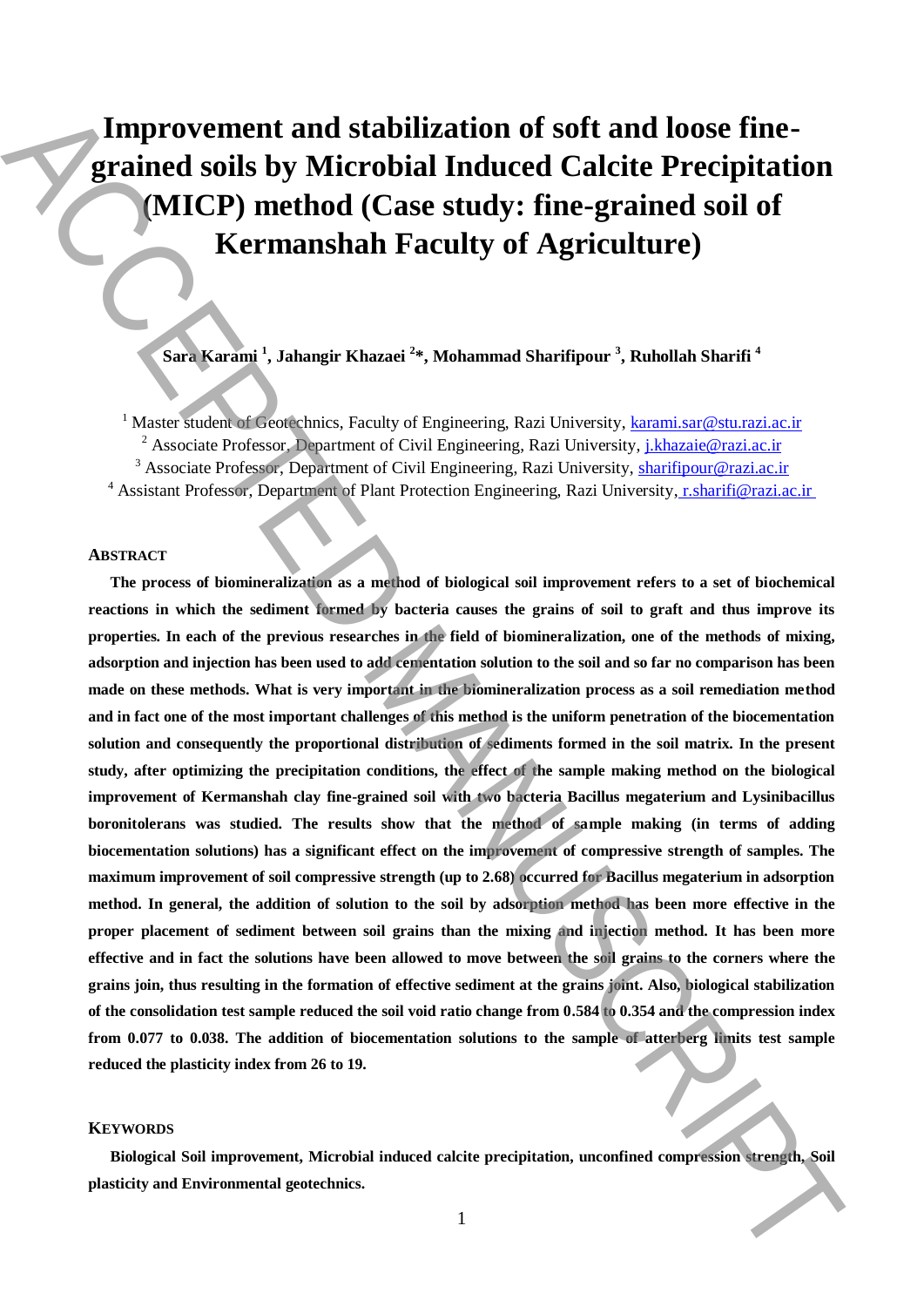# Improvement and stabilization of soft and loose fine-grained soils by Microbial Induced Calcite Precipitation (MICP) method (Case study: fine-grained soil of Kermanshah Faculty of Agriculture)

**Sara Karami [1], Jahangir Khazaei [2]*, Mohammad Sharifipour [3], Ruhollah Sharifi [4]**

[1] Master student of Geotechnics, Faculty of Engineering, Razi University, karami.sar@stu.razi.ac.ir

[2] Associate Professor, Department of Civil Engineering, Razi University, j.khazaie@razi.ac.ir

[3] Associate Professor, Department of Civil Engineering, Razi University, sharifipour@razi.ac.ir

[4] Assistant Professor, Department of Plant Protection Engineering, Razi University, r.sharifi@razi.ac.ir

## ABSTRACT

**The process of biomineralization as a method of biological soil improvement refers to a set of biochemical reactions in which the sediment formed by bacteria causes the grains of soil to graft and thus improve its properties. In each of the previous researches in the field of biomineralization, one of the methods of mixing, adsorption and injection has been used to add cementation solution to the soil and so far no comparison has been made on these methods. What is very important in the biomineralization process as a soil remediation method and in fact one of the most important challenges of this method is the uniform penetration of the biocementation solution and consequently the proportional distribution of sediments formed in the soil matrix. In the present study, after optimizing the precipitation conditions, the effect of the sample making method on the biological improvement of Kermanshah clay fine-grained soil with two bacteria Bacillus megaterium and Lysinibacillus boronitolerans was studied. The results show that the method of sample making (in terms of adding biocementation solutions) has a significant effect on the improvement of compressive strength of samples. The maximum improvement of soil compressive strength (up to 2.68) occurred for Bacillus megaterium in adsorption method. In general, the addition of solution to the soil by adsorption method has been more effective in the proper placement of sediment between soil grains than the mixing and injection method. It has been more effective and in fact the solutions have been allowed to move between the soil grains to the corners where the grains join, thus resulting in the formation of effective sediment at the grains joint. Also, biological stabilization of the consolidation test sample reduced the soil void ratio change from 0.584 to 0.354 and the compression index from 0.077 to 0.038. The addition of biocementation solutions to the sample of atterberg limits test sample reduced the plasticity index from 26 to 19.**

## KEYWORDS

**Biological Soil improvement, Microbial induced calcite precipitation, unconfined compression strength, Soil plasticity and Environmental geotechnics.**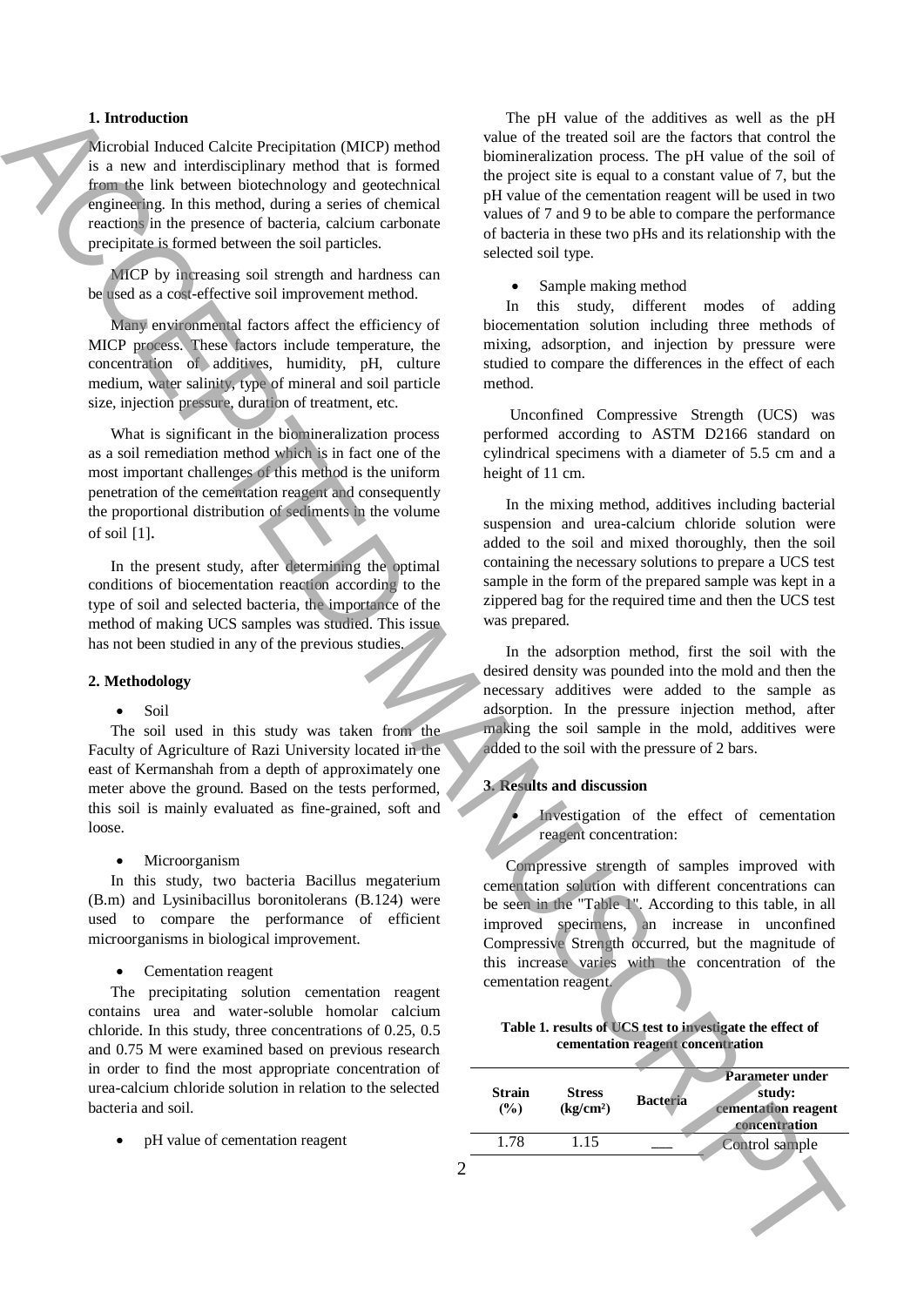### 1. Introduction

Microbial Induced Calcite Precipitation (MICP) method is a new and interdisciplinary method that is formed from the link between biotechnology and geotechnical engineering. In this method, during a series of chemical reactions in the presence of bacteria, calcium carbonate precipitate is formed between the soil particles.

MICP by increasing soil strength and hardness can be used as a cost-effective soil improvement method.

Many environmental factors affect the efficiency of MICP process. These factors include temperature, the concentration of additives, humidity, pH, culture medium, water salinity, type of mineral and soil particle size, injection pressure, duration of treatment, etc.

What is significant in the biomineralization process as a soil remediation method which is in fact one of the most important challenges of this method is the uniform penetration of the cementation reagent and consequently the proportional distribution of sediments in the volume of soil [1].

In the present study, after determining the optimal conditions of biocementation reaction according to the type of soil and selected bacteria, the importance of the method of making UCS samples was studied. This issue has not been studied in any of the previous studies.

### 2. Methodology

- Soil

The soil used in this study was taken from the Faculty of Agriculture of Razi University located in the east of Kermanshah from a depth of approximately one meter above the ground. Based on the tests performed, this soil is mainly evaluated as fine-grained, soft and loose.

- Microorganism

In this study, two bacteria Bacillus megaterium (B.m) and Lysinibacillus boronitolerans (B.124) were used to compare the performance of efficient microorganisms in biological improvement.

- Cementation reagent

The precipitating solution cementation reagent contains urea and water-soluble homolar calcium chloride. In this study, three concentrations of 0.25, 0.5 and 0.75 M were examined based on previous research in order to find the most appropriate concentration of urea-calcium chloride solution in relation to the selected bacteria and soil.

- pH value of cementation reagent

The pH value of the additives as well as the pH value of the treated soil are the factors that control the biomineralization process. The pH value of the soil of the project site is equal to a constant value of 7, but the pH value of the cementation reagent will be used in two values of 7 and 9 to be able to compare the performance of bacteria in these two pHs and its relationship with the selected soil type.

- Sample making method

In this study, different modes of adding biocementation solution including three methods of mixing, adsorption, and injection by pressure were studied to compare the differences in the effect of each method.

Unconfined Compressive Strength (UCS) was performed according to ASTM D2166 standard on cylindrical specimens with a diameter of 5.5 cm and a height of 11 cm.

In the mixing method, additives including bacterial suspension and urea-calcium chloride solution were added to the soil and mixed thoroughly, then the soil containing the necessary solutions to prepare a UCS test sample in the form of the prepared sample was kept in a zippered bag for the required time and then the UCS test was prepared.

In the adsorption method, first the soil with the desired density was pounded into the mold and then the necessary additives were added to the sample as adsorption. In the pressure injection method, after making the soil sample in the mold, additives were added to the soil with the pressure of 2 bars.

### 3. Results and discussion

- Investigation of the effect of cementation reagent concentration:

Compressive strength of samples improved with cementation solution with different concentrations can be seen in the "Table 1". According to this table, in all improved specimens, an increase in unconfined Compressive Strength occurred, but the magnitude of this increase varies with the concentration of the cementation reagent.

**Table 1. results of UCS test to investigate the effect of cementation reagent concentration**

| Strain (%) | Stress ($kg/cm^2$) | Bacteria | Parameter under study: cementation reagent concentration |
|---|---|---|---|
| 1.78 | 1.15 | ___ | Control sample |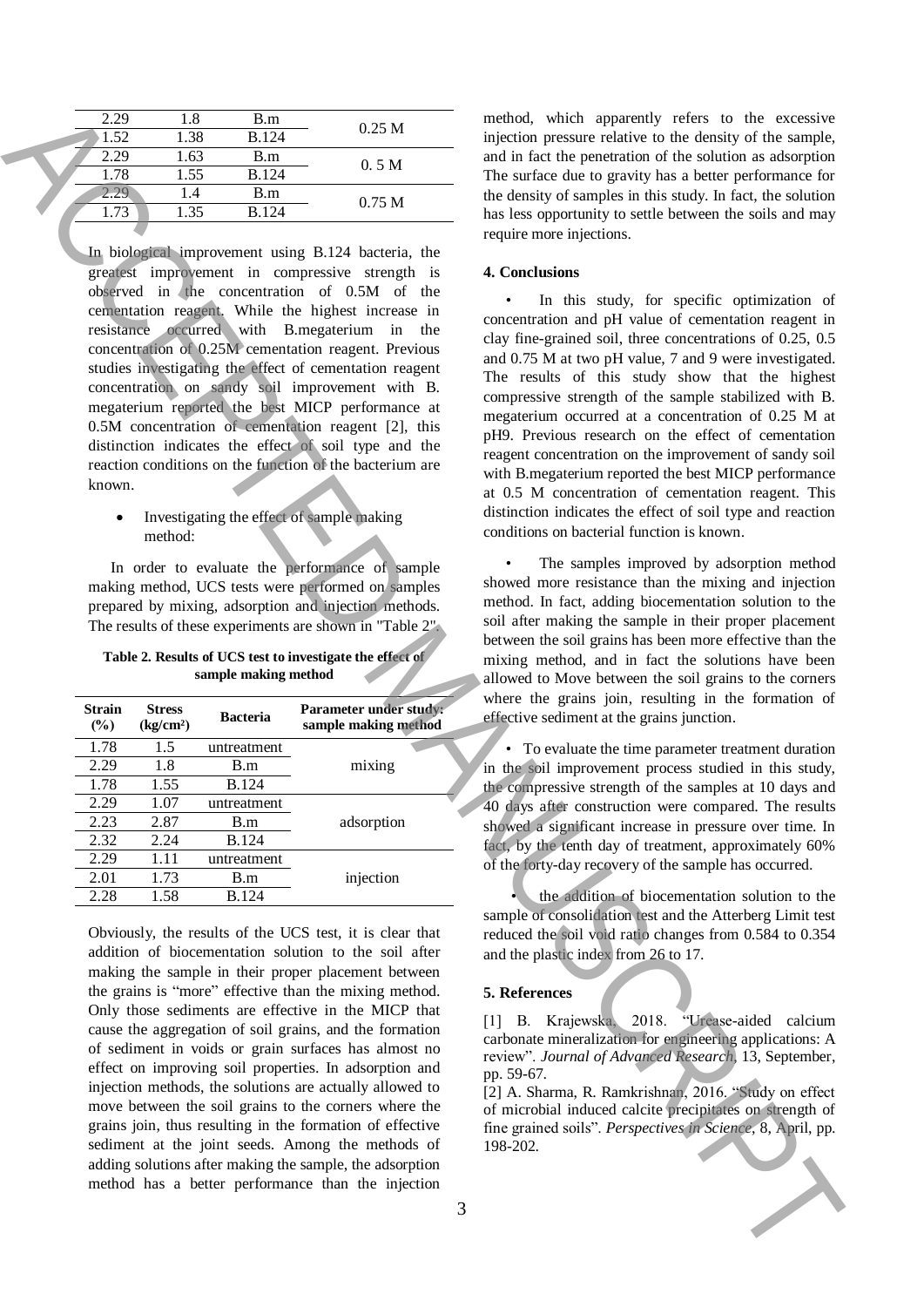| | | | |
|---|---|---|---|
| 2.29 | 1.8 | B.m | 0.25 M |
| 1.52 | 1.38 | B.124 | |
| 2.29 | 1.63 | B.m | 0. 5 M |
| 1.78 | 1.55 | B.124 | |
| 2.29 | 1.4 | B.m | 0.75 M |
| 1.73 | 1.35 | B.124 | |

In biological improvement using B.124 bacteria, the greatest improvement in compressive strength is observed in the concentration of 0.5M of the cementation reagent. While the highest increase in resistance occurred with B.megaterium in the concentration of 0.25M cementation reagent. Previous studies investigating the effect of cementation reagent concentration on sandy soil improvement with B. megaterium reported the best MICP performance at 0.5M concentration of cementation reagent [2], this distinction indicates the effect of soil type and the reaction conditions on the function of the bacterium are known.

- Investigating the effect of sample making method:

In order to evaluate the performance of sample making method, UCS tests were performed on samples prepared by mixing, adsorption and injection methods. The results of these experiments are shown in "Table 2".

**Table 2. Results of UCS test to investigate the effect of sample making method**

| Strain (%) | Stress (kg/cm²) | Bacteria | Parameter under study: sample making method |
|---|---|---|---|
| 1.78 | 1.5 | untreatment | mixing |
| 2.29 | 1.8 | B.m | |
| 1.78 | 1.55 | B.124 | |
| 2.29 | 1.07 | untreatment | adsorption |
| 2.23 | 2.87 | B.m | |
| 2.32 | 2.24 | B.124 | |
| 2.29 | 1.11 | untreatment | injection |
| 2.01 | 1.73 | B.m | |
| 2.28 | 1.58 | B.124 | |

Obviously, the results of the UCS test, it is clear that addition of biocementation solution to the soil after making the sample in their proper placement between the grains is "more" effective than the mixing method. Only those sediments are effective in the MICP that cause the aggregation of soil grains, and the formation of sediment in voids or grain surfaces has almost no effect on improving soil properties. In adsorption and injection methods, the solutions are actually allowed to move between the soil grains to the corners where the grains join, thus resulting in the formation of effective sediment at the joint seeds. Among the methods of adding solutions after making the sample, the adsorption method has a better performance than the injection method, which apparently refers to the excessive injection pressure relative to the density of the sample, and in fact the penetration of the solution as adsorption The surface due to gravity has a better performance for the density of samples in this study. In fact, the solution has less opportunity to settle between the soils and may require more injections.

## 4. Conclusions

- In this study, for specific optimization of concentration and pH value of cementation reagent in clay fine-grained soil, three concentrations of 0.25, 0.5 and 0.75 M at two pH value, 7 and 9 were investigated. The results of this study show that the highest compressive strength of the sample stabilized with B. megaterium occurred at a concentration of 0.25 M at pH9. Previous research on the effect of cementation reagent concentration on the improvement of sandy soil with B.megaterium reported the best MICP performance at 0.5 M concentration of cementation reagent. This distinction indicates the effect of soil type and reaction conditions on bacterial function is known.

- The samples improved by adsorption method showed more resistance than the mixing and injection method. In fact, adding biocementation solution to the soil after making the sample in their proper placement between the soil grains has been more effective than the mixing method, and in fact the solutions have been allowed to Move between the soil grains to the corners where the grains join, resulting in the formation of effective sediment at the grains junction.

- To evaluate the time parameter treatment duration in the soil improvement process studied in this study, the compressive strength of the samples at 10 days and 40 days after construction were compared. The results showed a significant increase in pressure over time. In fact, by the tenth day of treatment, approximately 60% of the forty-day recovery of the sample has occurred.

- the addition of biocementation solution to the sample of consolidation test and the Atterberg Limit test reduced the soil void ratio changes from 0.584 to 0.354 and the plastic index from 26 to 17.

## 5. References

[1] B. Krajewska, 2018. "Urease-aided calcium carbonate mineralization for engineering applications: A review". *Journal of Advanced Research*, 13, September, pp. 59-67.

[2] A. Sharma, R. Ramkrishnan, 2016. "Study on effect of microbial induced calcite precipitates on strength of fine grained soils". *Perspectives in Science*, 8, April, pp. 198-202.